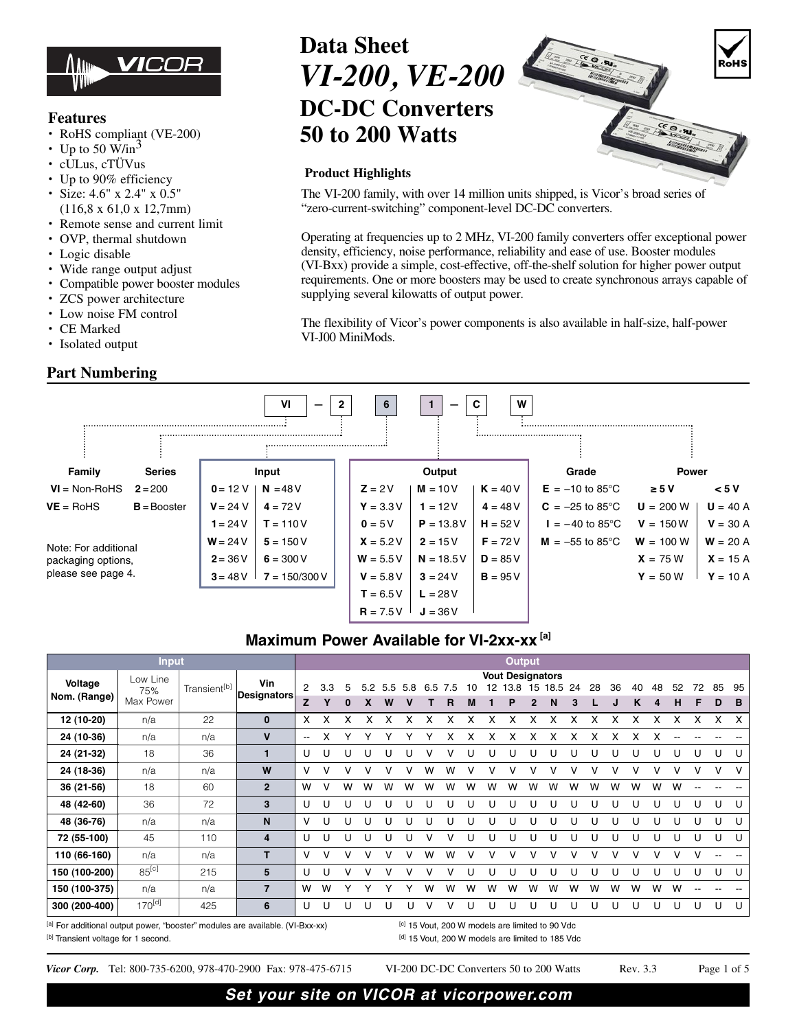# Data Sheet

# VI-200, VE-200

## DC-DC Converters 50 to 200 Watts

### Features

- RoHS compliant (VE-200)
- Up to 50 W/in$^3$
- cULus, cTÜVus
- Up to 90% efficiency
- Size: 4.6" x 2.4" x 0.5" (116,8 x 61,0 x 12,7mm)
- Remote sense and current limit
- OVP, thermal shutdown
- Logic disable
- Wide range output adjust
- Compatible power booster modules
- ZCS power architecture
- Low noise FM control
- CE Marked
- Isolated output

### Product Highlights

The VI-200 family, with over 14 million units shipped, is Vicor's broad series of "zero-current-switching" component-level DC-DC converters.

Operating at frequencies up to 2 MHz, VI-200 family converters offer exceptional power density, efficiency, noise performance, reliability and ease of use. Booster modules (VI-Bxx) provide a simple, cost-effective, off-the-shelf solution for higher power output requirements. One or more boosters may be used to create synchronous arrays capable of supplying several kilowatts of output power.

The flexibility of Vicor's power components is also available in half-size, half-power VI-J00 MiniMods.

## Part Numbering

VI – 2 6 1 – C W

| Family | Series | Input | | Output | | | Grade | Power | |
|---|---|---|---|---|---|---|---|---|---|
| | | | | | | | | ≥ 5 V | < 5 V |
| VI = Non-RoHS | 2 = 200 | 0 = 12 V | N = 48 V | Z = 2 V | M = 10 V | K = 40 V | E = –10 to 85°C | U = 200 W | U = 40 A |
| VE = RoHS | B = Booster | V = 24 V | 4 = 72 V | Y = 3.3 V | 1 = 12 V | 4 = 48 V | C = –25 to 85°C | V = 150 W | V = 30 A |
| | | 1 = 24 V | T = 110 V | 0 = 5 V | P = 13.8 V | H = 52 V | I = –40 to 85°C | W = 100 W | W = 20 A |
| | | W = 24 V | 5 = 150 V | X = 5.2 V | 2 = 15 V | F = 72 V | M = –55 to 85°C | X = 75 W | X = 15 A |
| | | 2 = 36 V | 6 = 300 V | W = 5.5 V | N = 18.5 V | D = 85 V | | Y = 50 W | Y = 10 A |
| | | 3 = 48 V | 7 = 150/300 V | V = 5.8 V | 3 = 24 V | B = 95 V | | | |
| | | | | T = 6.5 V | L = 28 V | | | | |
| | | | | R = 7.5 V | J = 36 V | | | | |

Note: For additional packaging options, please see page 4.

## Maximum Power Available for VI-2xx-xx [a]

| Input | | | | Output | | | | | | | | | | | | | | | | | | | | | | |
|---|---|---|---|---|---|---|---|---|---|---|---|---|---|---|---|---|---|---|---|---|---|---|---|---|---|---|
| Voltage Nom. (Range) | Low Line 75% Max Power | Transient[b] | Vin Designators | Vout Designators | | | | | | | | | | | | | | | | | | | | | | |
| | | | | 2 | 3.3 | 5 | 5.2 | 5.5 | 5.8 | 6.5 | 7.5 | 10 | 12 | 13.8 | 15 | 18.5 | 24 | 28 | 36 | 40 | 48 | 52 | 72 | 85 | 95 | |
| | | | | Z | Y | 0 | X | W | V | T | R | M | 1 | P | 2 | N | 3 | L | J | K | 4 | H | F | D | B | |
| 12 (10-20) | n/a | 22 | 0 | X | X | X | X | X | X | X | X | X | X | X | X | X | X | X | X | X | X | X | X | X | X | |
| 24 (10-36) | n/a | n/a | V | -- | X | Y | Y | Y | Y | Y | X | X | X | X | X | X | X | X | X | X | X | -- | -- | -- | -- | |
| 24 (21-32) | 18 | 36 | 1 | U | U | U | U | U | U | V | V | U | U | U | U | U | U | U | U | U | U | U | U | U | U | |
| 24 (18-36) | n/a | n/a | W | V | V | V | V | V | V | W | W | V | V | V | V | V | V | V | V | V | V | V | V | V | V | |
| 36 (21-56) | 18 | 60 | 2 | W | V | W | W | W | W | W | W | W | W | W | W | W | W | W | W | W | W | W | -- | -- | -- | |
| 48 (42-60) | 36 | 72 | 3 | U | U | U | U | U | U | U | U | U | U | U | U | U | U | U | U | U | U | U | U | U | U | |
| 48 (36-76) | n/a | n/a | N | V | U | U | U | U | U | U | U | U | U | U | U | U | U | U | U | U | U | U | U | U | U | |
| 72 (55-100) | 45 | 110 | 4 | U | U | U | U | U | U | V | V | U | U | U | U | U | U | U | U | U | U | U | U | U | U | |
| 110 (66-160) | n/a | n/a | T | V | V | V | V | V | V | W | W | V | V | V | V | V | V | V | V | V | V | V | V | -- | -- | |
| 150 (100-200) | 85[c] | 215 | 5 | U | U | V | V | V | V | V | V | U | U | U | U | U | U | U | U | U | U | U | U | U | U | |
| 150 (100-375) | n/a | n/a | 7 | W | W | Y | Y | Y | Y | W | W | W | W | W | W | W | W | W | W | W | W | W | -- | -- | -- | |
| 300 (200-400) | 170[d] | 425 | 6 | U | U | U | U | U | V | U | V | U | U | U | U | U | U | U | U | U | U | U | U | U | U | |

[a] For additional output power, "booster" modules are available. (VI-Bxx-xx)

[b] Transient voltage for 1 second.

[c] 15 Vout, 200 W models are limited to 90 Vdc

[d] 15 Vout, 200 W models are limited to 185 Vdc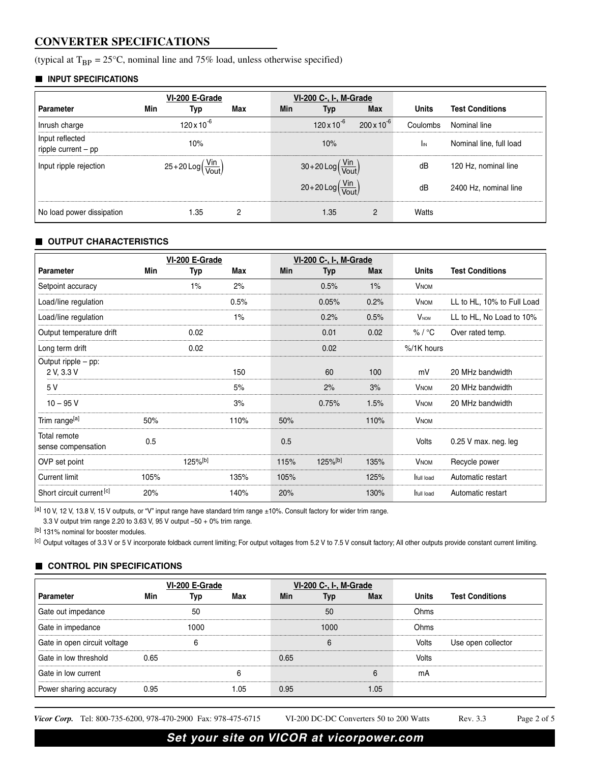## CONVERTER SPECIFICATIONS

(typical at $T_{BP}$ = 25°C, nominal line and 75% load, unless otherwise specified)

### INPUT SPECIFICATIONS

| | VI-200 E-Grade | | | VI-200 C-, I-, M-Grade | | | | |
|---|---|---|---|---|---|---|---|---|
| **Parameter** | **Min** | **Typ** | **Max** | **Min** | **Typ** | **Max** | **Units** | **Test Conditions** |
| Inrush charge | | $120 \times 10^{-6}$ | | | $120 \times 10^{-6}$ | $200 \times 10^{-6}$ | Coulombs | Nominal line |
| Input reflected ripple current – pp | | 10% | | | 10% | | $I_{IN}$ | Nominal line, full load |
| Input ripple rejection | | $25+20\,\text{Log}\left(\frac{\text{Vin}}{\text{Vout}}\right)$ | | | $30+20\,\text{Log}\left(\frac{\text{Vin}}{\text{Vout}}\right)$ | | dB | 120 Hz, nominal line |
| | | | | | $20+20\,\text{Log}\left(\frac{\text{Vin}}{\text{Vout}}\right)$ | | dB | 2400 Hz, nominal line |
| No load power dissipation | | 1.35 | 2 | | 1.35 | 2 | Watts | |

### OUTPUT CHARACTERISTICS

| | VI-200 E-Grade | | | VI-200 C-, I-, M-Grade | | | | |
|---|---|---|---|---|---|---|---|---|
| **Parameter** | **Min** | **Typ** | **Max** | **Min** | **Typ** | **Max** | **Units** | **Test Conditions** |
| Setpoint accuracy | | 1% | 2% | | 0.5% | 1% | $V_{NOM}$ | |
| Load/line regulation | | | 0.5% | | 0.05% | 0.2% | $V_{NOM}$ | LL to HL, 10% to Full Load |
| Load/line regulation | | | 1% | | 0.2% | 0.5% | $V_{NOM}$ | LL to HL, No Load to 10% |
| Output temperature drift | | 0.02 | | | 0.01 | 0.02 | % / °C | Over rated temp. |
| Long term drift | | 0.02 | | | 0.02 | | %/1K hours | |
| Output ripple – pp: 2 V, 3.3 V | | | 150 | | 60 | 100 | mV | 20 MHz bandwidth |
| 5 V | | | 5% | | 2% | 3% | $V_{NOM}$ | 20 MHz bandwidth |
| 10 – 95 V | | | 3% | | 0.75% | 1.5% | $V_{NOM}$ | 20 MHz bandwidth |
| Trim range[a] | 50% | | 110% | 50% | | 110% | $V_{NOM}$ | |
| Total remote sense compensation | 0.5 | | | 0.5 | | | Volts | 0.25 V max. neg. leg |
| OVP set point | | 125%[b] | | 115% | 125%[b] | 135% | $V_{NOM}$ | Recycle power |
| Current limit | 105% | | 135% | 105% | | 125% | $I_{full\ load}$ | Automatic restart |
| Short circuit current[c] | 20% | | 140% | 20% | | 130% | $I_{full\ load}$ | Automatic restart |

[a] 10 V, 12 V, 13.8 V, 15 V outputs, or "V" input range have standard trim range ±10%. Consult factory for wider trim range.
3.3 V output trim range 2.20 to 3.63 V, 95 V output –50 + 0% trim range.

[b] 131% nominal for booster modules.

[c] Output voltages of 3.3 V or 5 V incorporate foldback current limiting; For output voltages from 5.2 V to 7.5 V consult factory; All other outputs provide constant current limiting.

### CONTROL PIN SPECIFICATIONS

| | VI-200 E-Grade | | | VI-200 C-, I-, M-Grade | | | | |
|---|---|---|---|---|---|---|---|---|
| **Parameter** | **Min** | **Typ** | **Max** | **Min** | **Typ** | **Max** | **Units** | **Test Conditions** |
| Gate out impedance | | 50 | | | 50 | | Ohms | |
| Gate in impedance | | 1000 | | | 1000 | | Ohms | |
| Gate in open circuit voltage | | 6 | | | 6 | | Volts | Use open collector |
| Gate in low threshold | 0.65 | | | 0.65 | | | Volts | |
| Gate in low current | | | 6 | | | 6 | mA | |
| Power sharing accuracy | 0.95 | | 1.05 | 0.95 | | 1.05 | | |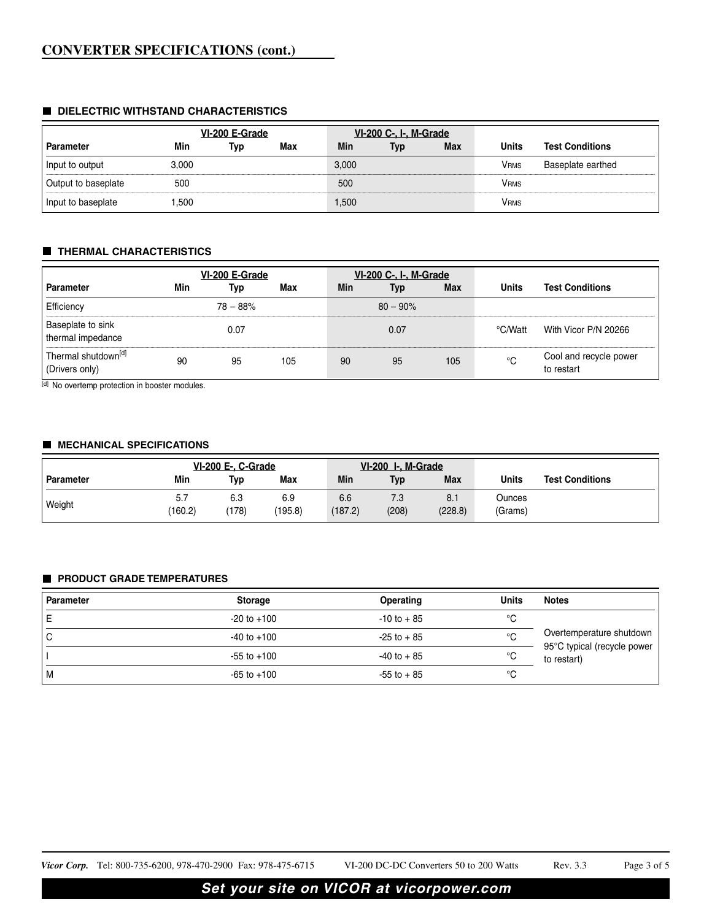## CONVERTER SPECIFICATIONS (cont.)

### DIELECTRIC WITHSTAND CHARACTERISTICS

| | VI-200 E-Grade | | | VI-200 C-, I-, M-Grade | | | | |
|---|---|---|---|---|---|---|---|---|
| **Parameter** | **Min** | **Typ** | **Max** | **Min** | **Typ** | **Max** | **Units** | **Test Conditions** |
| Input to output | 3,000 | | | 3,000 | | | $V_{RMS}$ | Baseplate earthed |
| Output to baseplate | 500 | | | 500 | | | $V_{RMS}$ | |
| Input to baseplate | 1,500 | | | 1,500 | | | $V_{RMS}$ | |

### THERMAL CHARACTERISTICS

| | VI-200 E-Grade | | | VI-200 C-, I-, M-Grade | | | | |
|---|---|---|---|---|---|---|---|---|
| **Parameter** | **Min** | **Typ** | **Max** | **Min** | **Typ** | **Max** | **Units** | **Test Conditions** |
| Efficiency | | 78 – 88% | | | 80 – 90% | | | |
| Baseplate to sink thermal impedance | | 0.07 | | | 0.07 | | °C/Watt | With Vicor P/N 20266 |
| Thermal shutdown[d] (Drivers only) | 90 | 95 | 105 | 90 | 95 | 105 | °C | Cool and recycle power to restart |

[d] No overtemp protection in booster modules.

### MECHANICAL SPECIFICATIONS

| | VI-200 E-, C-Grade | | | VI-200 I-, M-Grade | | | | |
|---|---|---|---|---|---|---|---|---|
| **Parameter** | **Min** | **Typ** | **Max** | **Min** | **Typ** | **Max** | **Units** | **Test Conditions** |
| Weight | 5.7 (160.2) | 6.3 (178) | 6.9 (195.8) | 6.6 (187.2) | 7.3 (208) | 8.1 (228.8) | Ounces (Grams) | |

### PRODUCT GRADE TEMPERATURES

| Parameter | Storage | Operating | Units | Notes |
|---|---|---|---|---|
| E | -20 to +100 | -10 to + 85 | °C | |
| C | -40 to +100 | -25 to + 85 | °C | Overtemperature shutdown 95°C typical (recycle power to restart) |
| I | -55 to +100 | -40 to + 85 | °C | |
| M | -65 to +100 | -55 to + 85 | °C | |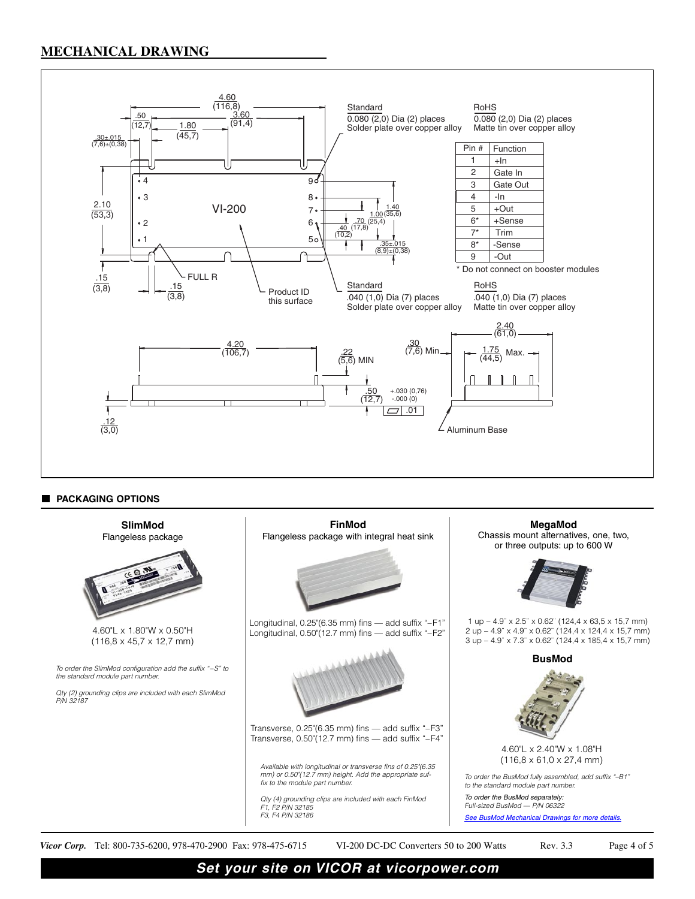## MECHANICAL DRAWING

Standard
0.080 (2,0) Dia (2) places
Solder plate over copper alloy

RoHS
0.080 (2,0) Dia (2) places
Matte tin over copper alloy

| Pin # | Function |
|---|---|
| 1 | +In |
| 2 | Gate In |
| 3 | Gate Out |
| 4 | -In |
| 5 | +Out |
| 6* | +Sense |
| 7* | Trim |
| 8* | -Sense |
| 9 | -Out |

\* Do not connect on booster modules

Standard
.040 (1,0) Dia (7) places
Solder plate over copper alloy

RoHS
.040 (1,0) Dia (7) places
Matte tin over copper alloy

Product ID this surface

Aluminum Base

## PACKAGING OPTIONS

### SlimMod
Flangeless package

4.60"L x 1.80"W x 0.50"H
(116,8 x 45,7 x 12,7 mm)

*To order the SlimMod configuration add the suffix "–S" to the standard module part number.*

*Qty (2) grounding clips are included with each SlimMod P/N 32187*

### FinMod
Flangeless package with integral heat sink

Longitudinal, 0.25"(6.35 mm) fins — add suffix "–F1"
Longitudinal, 0.50"(12.7 mm) fins — add suffix "–F2"

Transverse, 0.25"(6.35 mm) fins — add suffix "–F3"
Transverse, 0.50"(12.7 mm) fins — add suffix "–F4"

*Available with longitudinal or transverse fins of 0.25"(6.35 mm) or 0.50"(12.7 mm) height. Add the appropriate suffix to the module part number.*

*Qty (4) grounding clips are included with each FinMod*
*F1, F2 P/N 32185*
*F3, F4 P/N 32186*

### MegaMod
Chassis mount alternatives, one, two, or three outputs: up to 600 W

1 up – 4.9" x 2.5" x 0.62" (124,4 x 63,5 x 15,7 mm)
2 up – 4.9" x 4.9" x 0.62" (124,4 x 124,4 x 15,7 mm)
3 up – 4.9" x 7.3" x 0.62" (124,4 x 185,4 x 15,7 mm)

### BusMod

4.60"L x 2.40"W x 1.08"H
(116,8 x 61,0 x 27,4 mm)

*To order the BusMod fully assembled, add suffix "–B1" to the standard module part number.*

*To order the BusMod separately:*
*Full-sized BusMod — P/N 06322*

See BusMod Mechanical Drawings for more details.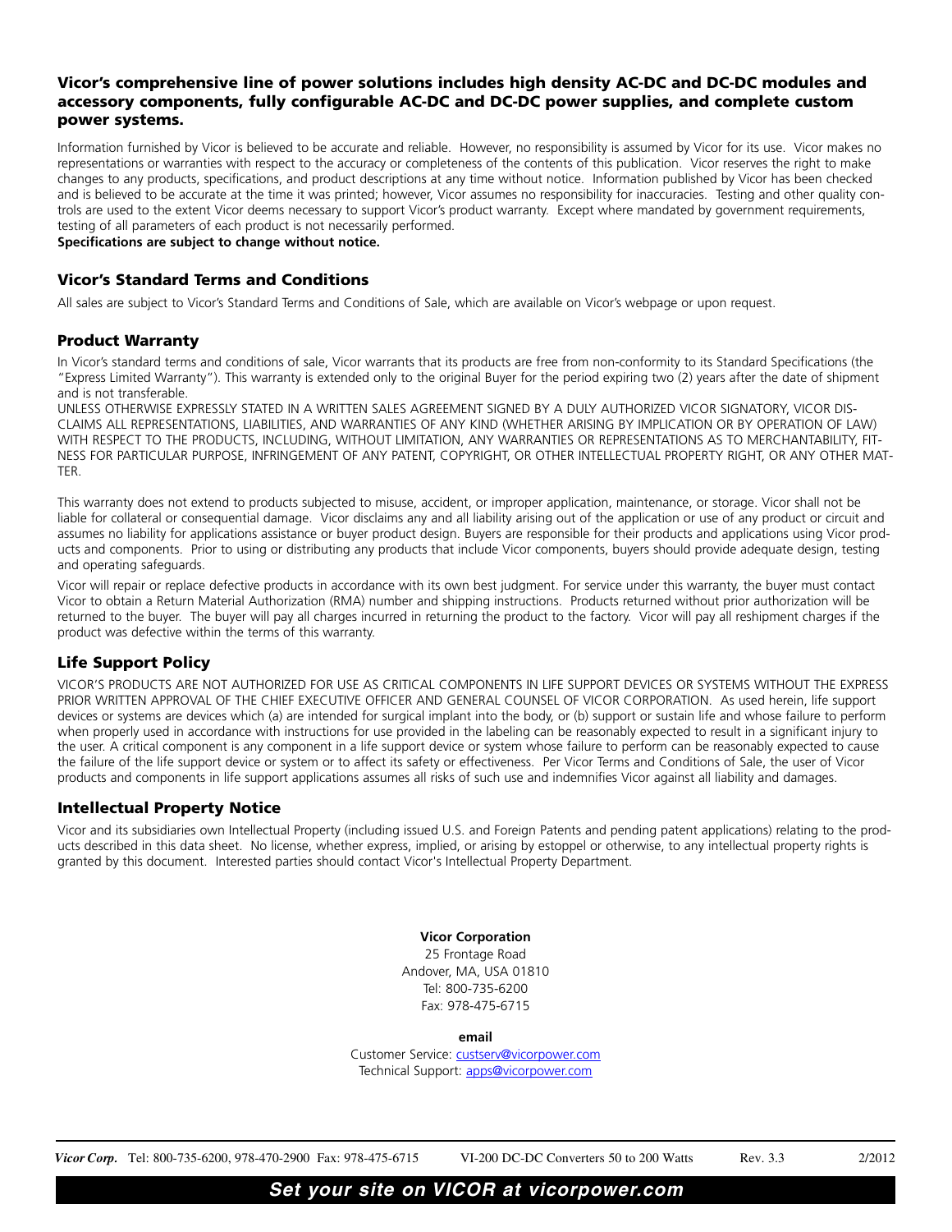**Vicor's comprehensive line of power solutions includes high density AC-DC and DC-DC modules and accessory components, fully configurable AC-DC and DC-DC power supplies, and complete custom power systems.**

Information furnished by Vicor is believed to be accurate and reliable. However, no responsibility is assumed by Vicor for its use. Vicor makes no representations or warranties with respect to the accuracy or completeness of the contents of this publication. Vicor reserves the right to make changes to any products, specifications, and product descriptions at any time without notice. Information published by Vicor has been checked and is believed to be accurate at the time it was printed; however, Vicor assumes no responsibility for inaccuracies. Testing and other quality controls are used to the extent Vicor deems necessary to support Vicor's product warranty. Except where mandated by government requirements, testing of all parameters of each product is not necessarily performed.

**Specifications are subject to change without notice.**

## Vicor's Standard Terms and Conditions

All sales are subject to Vicor's Standard Terms and Conditions of Sale, which are available on Vicor's webpage or upon request.

## Product Warranty

In Vicor's standard terms and conditions of sale, Vicor warrants that its products are free from non-conformity to its Standard Specifications (the "Express Limited Warranty"). This warranty is extended only to the original Buyer for the period expiring two (2) years after the date of shipment and is not transferable.

UNLESS OTHERWISE EXPRESSLY STATED IN A WRITTEN SALES AGREEMENT SIGNED BY A DULY AUTHORIZED VICOR SIGNATORY, VICOR DISCLAIMS ALL REPRESENTATIONS, LIABILITIES, AND WARRANTIES OF ANY KIND (WHETHER ARISING BY IMPLICATION OR BY OPERATION OF LAW) WITH RESPECT TO THE PRODUCTS, INCLUDING, WITHOUT LIMITATION, ANY WARRANTIES OR REPRESENTATIONS AS TO MERCHANTABILITY, FITNESS FOR PARTICULAR PURPOSE, INFRINGEMENT OF ANY PATENT, COPYRIGHT, OR OTHER INTELLECTUAL PROPERTY RIGHT, OR ANY OTHER MATTER.

This warranty does not extend to products subjected to misuse, accident, or improper application, maintenance, or storage. Vicor shall not be liable for collateral or consequential damage. Vicor disclaims any and all liability arising out of the application or use of any product or circuit and assumes no liability for applications assistance or buyer product design. Buyers are responsible for their products and applications using Vicor products and components. Prior to using or distributing any products that include Vicor components, buyers should provide adequate design, testing and operating safeguards.

Vicor will repair or replace defective products in accordance with its own best judgment. For service under this warranty, the buyer must contact Vicor to obtain a Return Material Authorization (RMA) number and shipping instructions. Products returned without prior authorization will be returned to the buyer. The buyer will pay all charges incurred in returning the product to the factory. Vicor will pay all reshipment charges if the product was defective within the terms of this warranty.

## Life Support Policy

VICOR'S PRODUCTS ARE NOT AUTHORIZED FOR USE AS CRITICAL COMPONENTS IN LIFE SUPPORT DEVICES OR SYSTEMS WITHOUT THE EXPRESS PRIOR WRITTEN APPROVAL OF THE CHIEF EXECUTIVE OFFICER AND GENERAL COUNSEL OF VICOR CORPORATION. As used herein, life support devices or systems are devices which (a) are intended for surgical implant into the body, or (b) support or sustain life and whose failure to perform when properly used in accordance with instructions for use provided in the labeling can be reasonably expected to result in a significant injury to the user. A critical component is any component in a life support device or system whose failure to perform can be reasonably expected to cause the failure of the life support device or system or to affect its safety or effectiveness. Per Vicor Terms and Conditions of Sale, the user of Vicor products and components in life support applications assumes all risks of such use and indemnifies Vicor against all liability and damages.

## Intellectual Property Notice

Vicor and its subsidiaries own Intellectual Property (including issued U.S. and Foreign Patents and pending patent applications) relating to the products described in this data sheet. No license, whether express, implied, or arising by estoppel or otherwise, to any intellectual property rights is granted by this document. Interested parties should contact Vicor's Intellectual Property Department.

**Vicor Corporation**
25 Frontage Road
Andover, MA, USA 01810
Tel: 800-735-6200
Fax: 978-475-6715

**email**
Customer Service: custserv@vicorpower.com
Technical Support: apps@vicorpower.com

*Vicor Corp.* Tel: 800-735-6200, 978-470-2900 Fax: 978-475-6715 VI-200 DC-DC Converters 50 to 200 Watts Rev. 3.3 2/2012

***Set your site on VICOR at vicorpower.com***